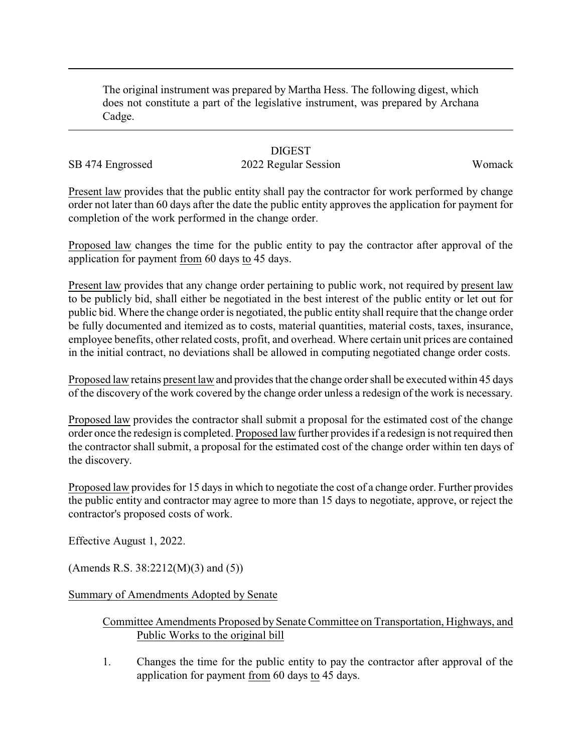The original instrument was prepared by Martha Hess. The following digest, which does not constitute a part of the legislative instrument, was prepared by Archana Cadge.

---

DIGEST

SB 474 Engrossed 2022 Regular Session Womack

Present law provides that the public entity shall pay the contractor for work performed by change order not later than 60 days after the date the public entity approves the application for payment for completion of the work performed in the change order.

Proposed law changes the time for the public entity to pay the contractor after approval of the application for payment from 60 days to 45 days.

Present law provides that any change order pertaining to public work, not required by present law to be publicly bid, shall either be negotiated in the best interest of the public entity or let out for public bid. Where the change order is negotiated, the public entity shall require that the change order be fully documented and itemized as to costs, material quantities, material costs, taxes, insurance, employee benefits, other related costs, profit, and overhead. Where certain unit prices are contained in the initial contract, no deviations shall be allowed in computing negotiated change order costs.

Proposed law retains present law and provides that the change order shall be executed within 45 days of the discovery of the work covered by the change order unless a redesign of the work is necessary.

Proposed law provides the contractor shall submit a proposal for the estimated cost of the change order once the redesign is completed. Proposed law further provides if a redesign is not required then the contractor shall submit, a proposal for the estimated cost of the change order within ten days of the discovery.

Proposed law provides for 15 days in which to negotiate the cost of a change order. Further provides the public entity and contractor may agree to more than 15 days to negotiate, approve, or reject the contractor's proposed costs of work.

Effective August 1, 2022.

(Amends R.S. 38:2212(M)(3) and (5))

Summary of Amendments Adopted by Senate

Committee Amendments Proposed by Senate Committee on Transportation, Highways, and Public Works to the original bill

1. Changes the time for the public entity to pay the contractor after approval of the application for payment from 60 days to 45 days.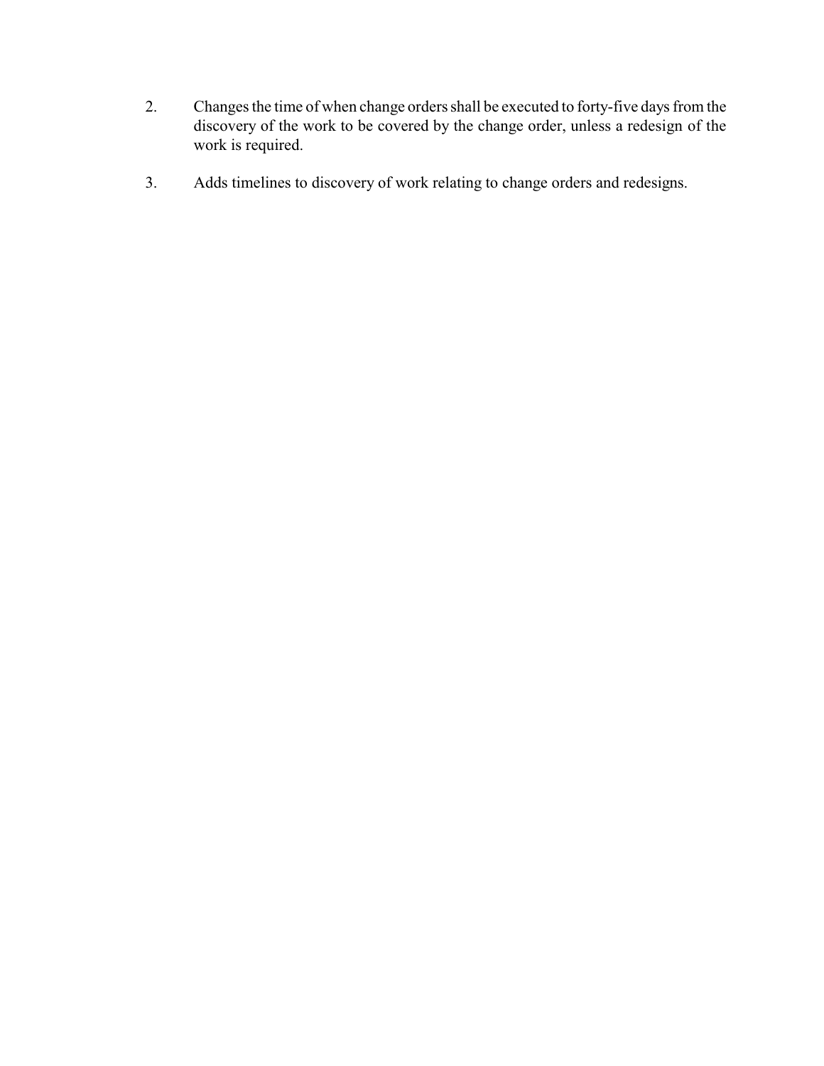2. Changes the time of when change orders shall be executed to forty-five days from the discovery of the work to be covered by the change order, unless a redesign of the work is required.

3. Adds timelines to discovery of work relating to change orders and redesigns.